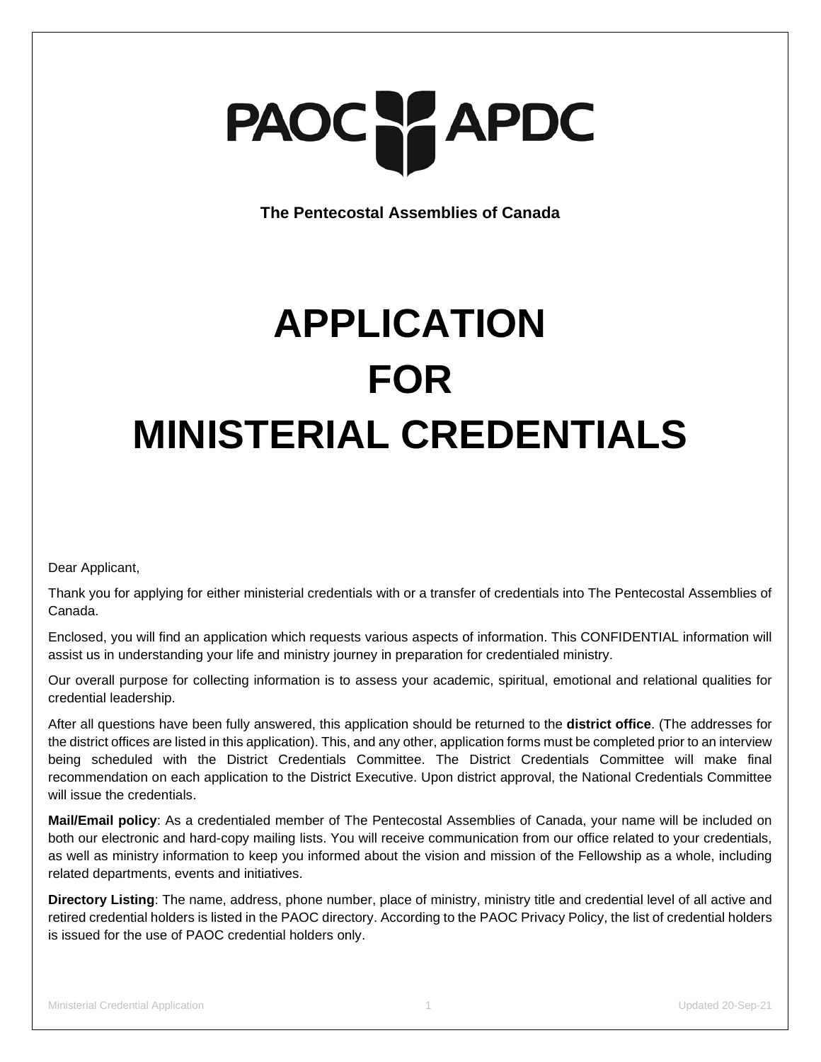PAOC APDC

**The Pentecostal Assemblies of Canada**

# APPLICATION FOR MINISTERIAL CREDENTIALS

Dear Applicant,

Thank you for applying for either ministerial credentials with or a transfer of credentials into The Pentecostal Assemblies of Canada.

Enclosed, you will find an application which requests various aspects of information. This CONFIDENTIAL information will assist us in understanding your life and ministry journey in preparation for credentialed ministry.

Our overall purpose for collecting information is to assess your academic, spiritual, emotional and relational qualities for credential leadership.

After all questions have been fully answered, this application should be returned to the **district office**. (The addresses for the district offices are listed in this application). This, and any other, application forms must be completed prior to an interview being scheduled with the District Credentials Committee. The District Credentials Committee will make final recommendation on each application to the District Executive. Upon district approval, the National Credentials Committee will issue the credentials.

**Mail/Email policy**: As a credentialed member of The Pentecostal Assemblies of Canada, your name will be included on both our electronic and hard-copy mailing lists. You will receive communication from our office related to your credentials, as well as ministry information to keep you informed about the vision and mission of the Fellowship as a whole, including related departments, events and initiatives.

**Directory Listing**: The name, address, phone number, place of ministry, ministry title and credential level of all active and retired credential holders is listed in the PAOC directory. According to the PAOC Privacy Policy, the list of credential holders is issued for the use of PAOC credential holders only.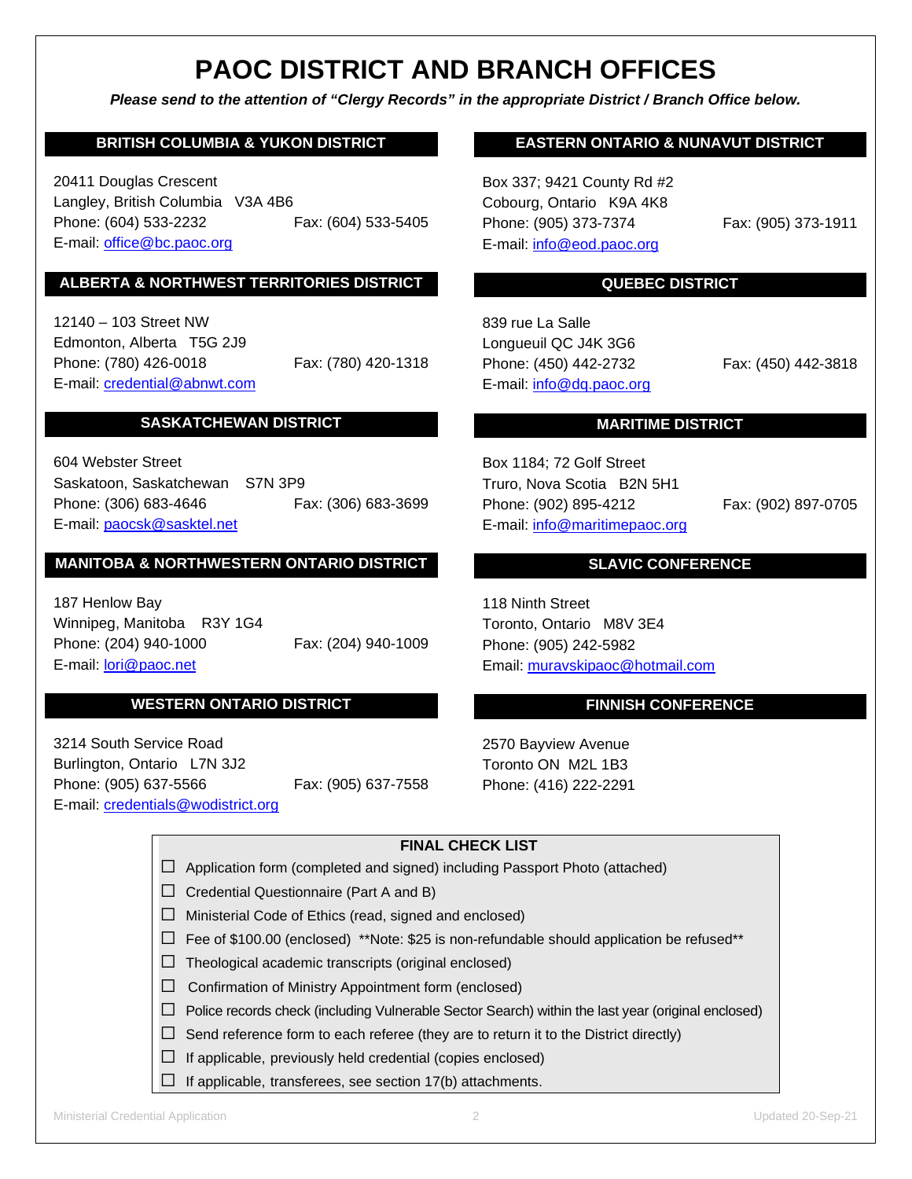# PAOC DISTRICT AND BRANCH OFFICES

***Please send to the attention of "Clergy Records" in the appropriate District / Branch Office below.***

### BRITISH COLUMBIA & YUKON DISTRICT

20411 Douglas Crescent
Langley, British Columbia V3A 4B6
Phone: (604) 533-2232 Fax: (604) 533-5405
E-mail: office@bc.paoc.org

### ALBERTA & NORTHWEST TERRITORIES DISTRICT

12140 – 103 Street NW
Edmonton, Alberta T5G 2J9
Phone: (780) 426-0018 Fax: (780) 420-1318
E-mail: credential@abnwt.com

### SASKATCHEWAN DISTRICT

604 Webster Street
Saskatoon, Saskatchewan S7N 3P9
Phone: (306) 683-4646 Fax: (306) 683-3699
E-mail: paocsk@sasktel.net

### MANITOBA & NORTHWESTERN ONTARIO DISTRICT

187 Henlow Bay
Winnipeg, Manitoba R3Y 1G4
Phone: (204) 940-1000 Fax: (204) 940-1009
E-mail: lori@paoc.net

### WESTERN ONTARIO DISTRICT

3214 South Service Road
Burlington, Ontario L7N 3J2
Phone: (905) 637-5566 Fax: (905) 637-7558
E-mail: credentials@wodistrict.org

### EASTERN ONTARIO & NUNAVUT DISTRICT

Box 337; 9421 County Rd #2
Cobourg, Ontario K9A 4K8
Phone: (905) 373-7374 Fax: (905) 373-1911
E-mail: info@eod.paoc.org

### QUEBEC DISTRICT

839 rue La Salle
Longueuil QC J4K 3G6
Phone: (450) 442-2732 Fax: (450) 442-3818
E-mail: info@dq.paoc.org

### MARITIME DISTRICT

Box 1184; 72 Golf Street
Truro, Nova Scotia B2N 5H1
Phone: (902) 895-4212 Fax: (902) 897-0705
E-mail: info@maritimepaoc.org

### SLAVIC CONFERENCE

118 Ninth Street
Toronto, Ontario M8V 3E4
Phone: (905) 242-5982
Email: muravskipaoc@hotmail.com

### FINNISH CONFERENCE

2570 Bayview Avenue
Toronto ON M2L 1B3
Phone: (416) 222-2291

**FINAL CHECK LIST**

- ☐ Application form (completed and signed) including Passport Photo (attached)
- ☐ Credential Questionnaire (Part A and B)
- ☐ Ministerial Code of Ethics (read, signed and enclosed)
- ☐ Fee of $100.00 (enclosed) **Note: $25 is non-refundable should application be refused**
- ☐ Theological academic transcripts (original enclosed)
- ☐ Confirmation of Ministry Appointment form (enclosed)
- ☐ Police records check (including Vulnerable Sector Search) within the last year (original enclosed)
- ☐ Send reference form to each referee (they are to return it to the District directly)
- ☐ If applicable, previously held credential (copies enclosed)
- ☐ If applicable, transferees, see section 17(b) attachments.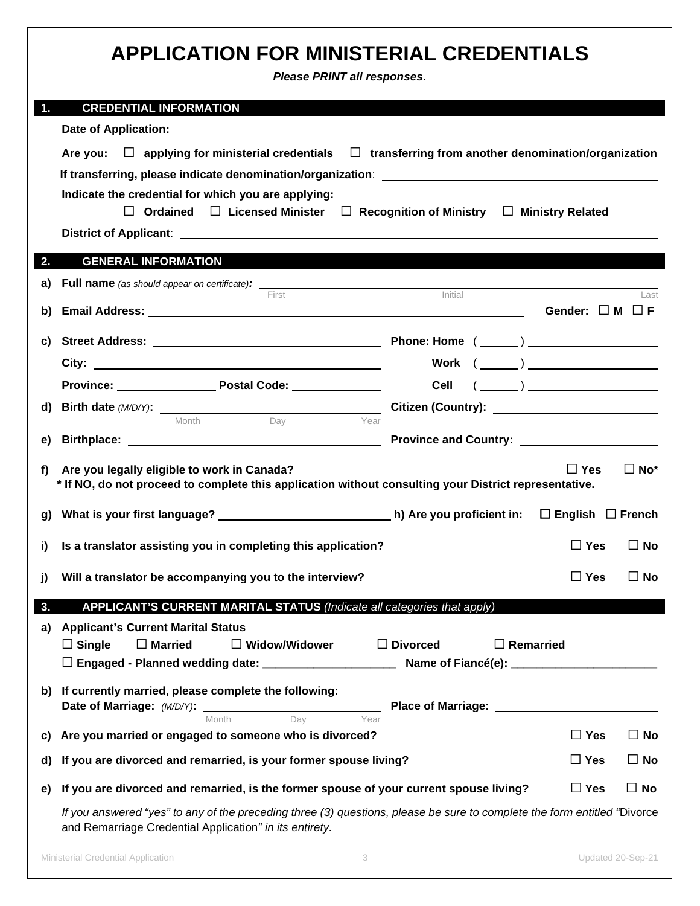# APPLICATION FOR MINISTERIAL CREDENTIALS

***Please PRINT all responses*.**

## 1. CREDENTIAL INFORMATION

**Date of Application:** ______________________________

**Are you:** ☐ **applying for ministerial credentials** ☐ **transferring from another denomination/organization**

**If transferring, please indicate denomination/organization**: ______________________________

**Indicate the credential for which you are applying:**

☐ **Ordained** ☐ **Licensed Minister** ☐ **Recognition of Ministry** ☐ **Ministry Related**

**District of Applicant**: ______________________________

## 2. GENERAL INFORMATION

**a) Full name** *(as should appear on certificate)***:** ______________________________
First — Initial — Last

**b) Email Address:** ______________________________ **Gender:** ☐ **M** ☐ **F**

**c) Street Address:** ______________________________ **Phone: Home** ( ______ ) ______________

**City:** ______________________________ **Work** ( ______ ) ______________

**Province:** ______________ **Postal Code:** ______________ **Cell** ( ______ ) ______________

**d) Birth date** *(M/D/Y)***:** ______________________________ **Citizen (Country):** ______________
Month — Day — Year

**e) Birthplace:** ______________________________ **Province and Country:** ______________

**f) Are you legally eligible to work in Canada?** ☐ **Yes** ☐ **No***

**\* If NO, do not proceed to complete this application without consulting your District representative.**

**g) What is your first language?** ______________________ **h) Are you proficient in:** ☐ **English** ☐ **French**

**i) Is a translator assisting you in completing this application?** ☐ **Yes** ☐ **No**

**j) Will a translator be accompanying you to the interview?** ☐ **Yes** ☐ **No**

## 3. APPLICANT'S CURRENT MARITAL STATUS *(Indicate all categories that apply)*

**a) Applicant's Current Marital Status**

☐ **Single** ☐ **Married** ☐ **Widow/Widower** ☐ **Divorced** ☐ **Remarried**

☐ **Engaged - Planned wedding date:** ______________________ **Name of Fiancé(e):** ______________________

**b) If currently married, please complete the following:**

**Date of Marriage:** *(M/D/Y)***:** ______________________________ **Place of Marriage:** ______________
Month — Day — Year

**c) Are you married or engaged to someone who is divorced?** ☐ **Yes** ☐ **No**

**d) If you are divorced and remarried, is your former spouse living?** ☐ **Yes** ☐ **No**

**e) If you are divorced and remarried, is the former spouse of your current spouse living?** ☐ **Yes** ☐ **No**

*If you answered "yes" to any of the preceding three (3) questions, please be sure to complete the form entitled "*Divorce and Remarriage Credential Application*" in its entirety.*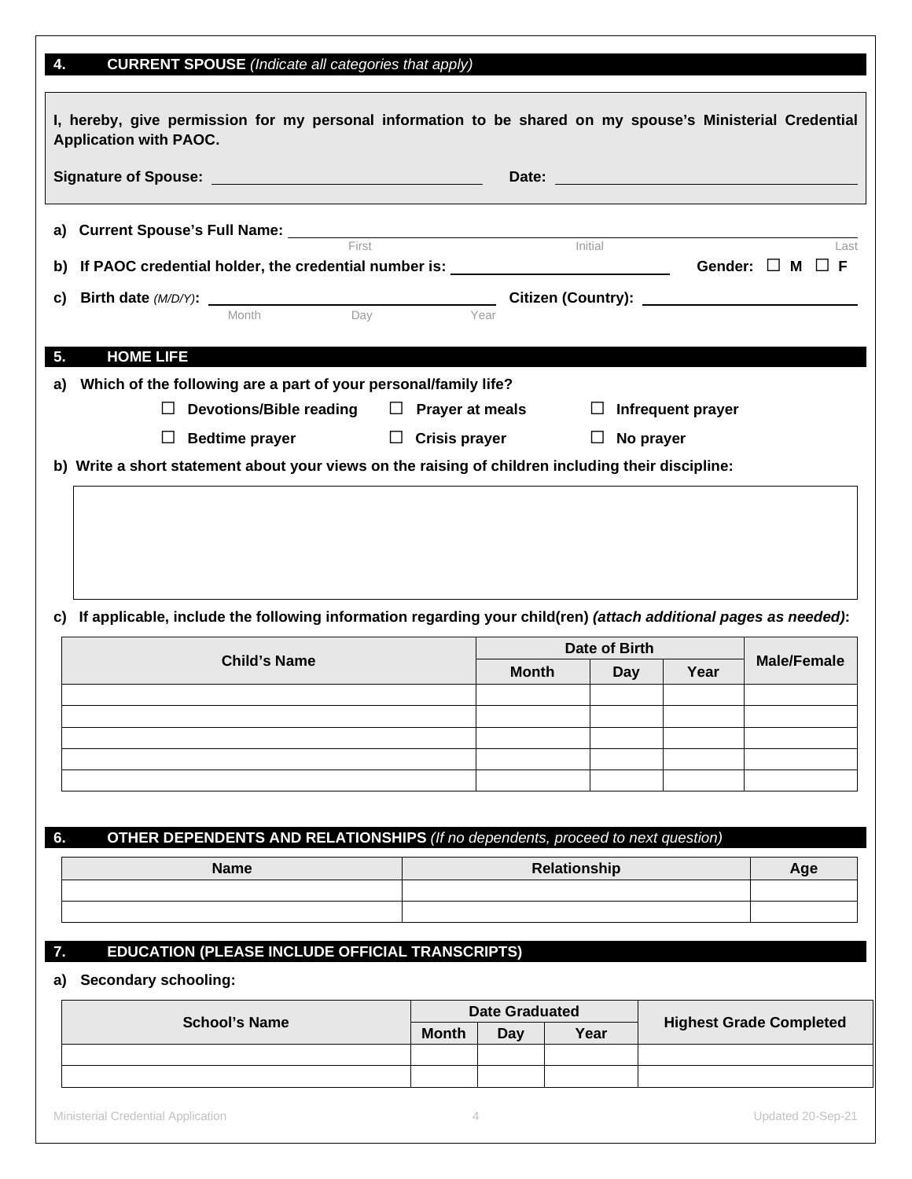## 4. CURRENT SPOUSE *(Indicate all categories that apply)*

**I, hereby, give permission for my personal information to be shared on my spouse's Ministerial Credential Application with PAOC.**

**Signature of Spouse:** ______________________ **Date:** ______________________

a) **Current Spouse's Full Name:** ______________________________________________
First Initial Last

b) **If PAOC credential holder, the credential number is:** ______________________ **Gender:** ☐ **M** ☐ **F**

c) **Birth date** *(M/D/Y)*: ______________________ **Citizen (Country):** ______________________
Month Day Year

## 5. HOME LIFE

a) **Which of the following are a part of your personal/family life?**

☐ **Devotions/Bible reading** ☐ **Prayer at meals** ☐ **Infrequent prayer**

☐ **Bedtime prayer** ☐ **Crisis prayer** ☐ **No prayer**

b) **Write a short statement about your views on the raising of children including their discipline:**

| |
|---|
| |

c) **If applicable, include the following information regarding your child(ren)** ***(attach additional pages as needed)*:**

| Child's Name | Date of Birth | | | Male/Female |
|---|---|---|---|---|
| | Month | Day | Year | |
| | | | | |
| | | | | |
| | | | | |
| | | | | |
| | | | | |

## 6. OTHER DEPENDENTS AND RELATIONSHIPS *(If no dependents, proceed to next question)*

| Name | Relationship | Age |
|---|---|---|
| | | |
| | | |

## 7. EDUCATION (PLEASE INCLUDE OFFICIAL TRANSCRIPTS)

a) **Secondary schooling:**

| School's Name | Date Graduated | | | Highest Grade Completed |
|---|---|---|---|---|
| | Month | Day | Year | |
| | | | | |
| | | | | |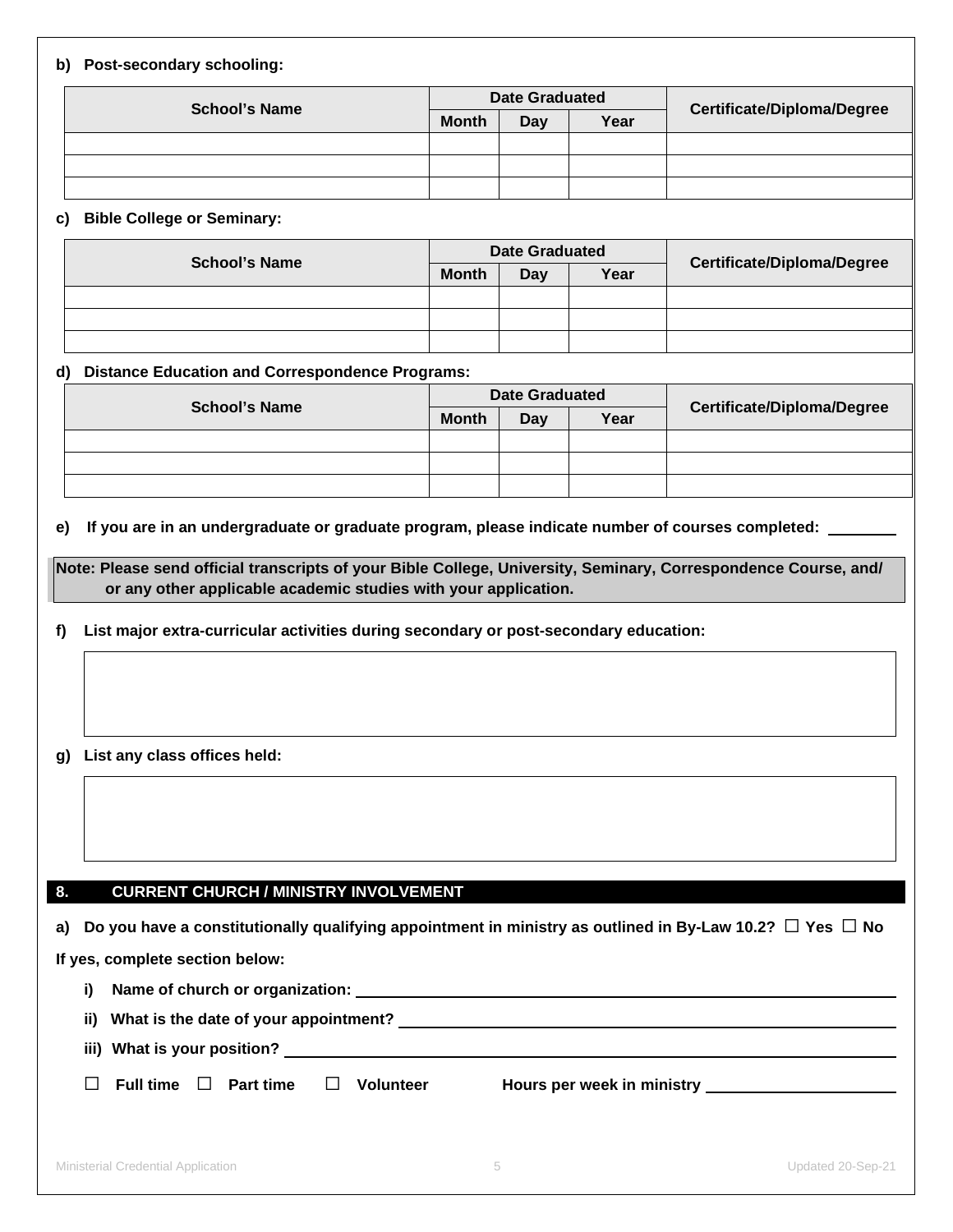**b) Post-secondary schooling:**

| School's Name | Date Graduated | | | Certificate/Diploma/Degree |
|---|---|---|---|---|
| | Month | Day | Year | |
| | | | | |
| | | | | |
| | | | | |

**c) Bible College or Seminary:**

| School's Name | Date Graduated | | | Certificate/Diploma/Degree |
|---|---|---|---|---|
| | Month | Day | Year | |
| | | | | |
| | | | | |
| | | | | |

**d) Distance Education and Correspondence Programs:**

| School's Name | Date Graduated | | | Certificate/Diploma/Degree |
|---|---|---|---|---|
| | Month | Day | Year | |
| | | | | |
| | | | | |
| | | | | |

**e) If you are in an undergraduate or graduate program, please indicate number of courses completed:** ________

**Note: Please send official transcripts of your Bible College, University, Seminary, Correspondence Course, and/ or any other applicable academic studies with your application.**

**f) List major extra-curricular activities during secondary or post-secondary education:**

**g) List any class offices held:**

## 8. CURRENT CHURCH / MINISTRY INVOLVEMENT

**a) Do you have a constitutionally qualifying appointment in ministry as outlined in By-Law 10.2?** ☐ **Yes** ☐ **No**

**If yes, complete section below:**

**i) Name of church or organization:** ________________

**ii) What is the date of your appointment?** ________________

**iii) What is your position?** ________________

☐ **Full time** ☐ **Part time** ☐ **Volunteer** **Hours per week in ministry** ________________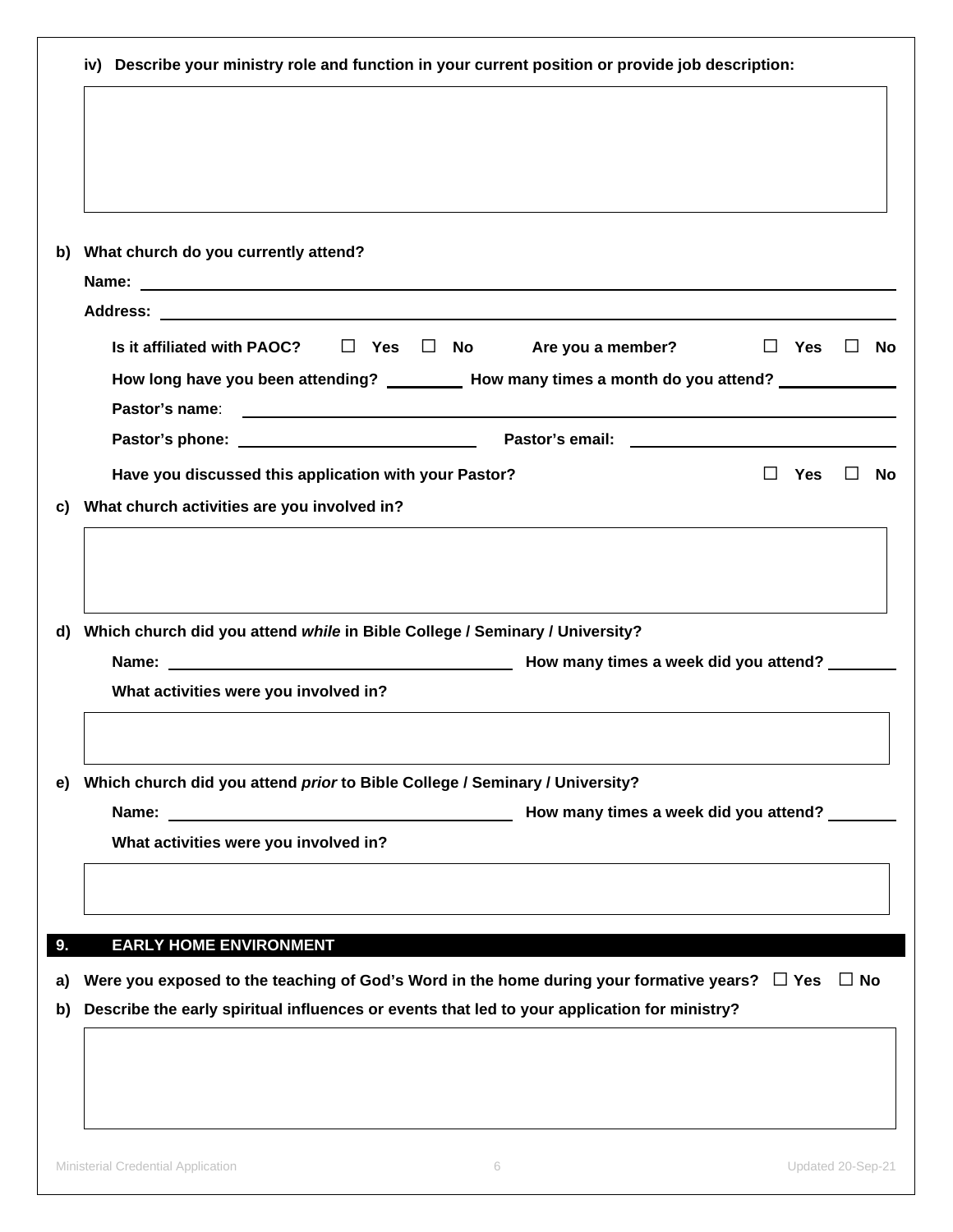**iv) Describe your ministry role and function in your current position or provide job description:**

**b) What church do you currently attend?**

**Name:** \_\_\_\_\_\_\_\_\_\_\_\_\_\_\_\_\_\_\_\_\_\_\_\_\_\_\_\_\_\_\_\_\_\_\_\_\_\_\_\_

**Address:** \_\_\_\_\_\_\_\_\_\_\_\_\_\_\_\_\_\_\_\_\_\_\_\_\_\_\_\_\_\_\_\_\_\_\_\_\_\_\_\_

**Is it affiliated with PAOC?** ☐ **Yes** ☐ **No** **Are you a member?** ☐ **Yes** ☐ **No**

**How long have you been attending?** \_\_\_\_\_\_\_\_\_ **How many times a month do you attend?** \_\_\_\_\_\_\_\_\_\_\_\_\_

**Pastor's name**: \_\_\_\_\_\_\_\_\_\_\_\_\_\_\_\_\_\_\_\_\_\_\_\_\_\_\_\_\_\_\_\_\_\_\_\_\_\_\_\_

**Pastor's phone:** \_\_\_\_\_\_\_\_\_\_\_\_\_\_\_\_\_\_\_\_\_\_\_\_\_ **Pastor's email:** \_\_\_\_\_\_\_\_\_\_\_\_\_\_\_\_\_\_\_\_\_\_\_\_\_

**Have you discussed this application with your Pastor?** ☐ **Yes** ☐ **No**

**c) What church activities are you involved in?**

**d) Which church did you attend *while* in Bible College / Seminary / University?**

**Name:** \_\_\_\_\_\_\_\_\_\_\_\_\_\_\_\_\_\_\_\_\_\_\_\_\_\_\_\_\_\_\_\_\_\_\_\_\_ **How many times a week did you attend?** \_\_\_\_\_\_\_\_

**What activities were you involved in?**

**e) Which church did you attend *prior* to Bible College / Seminary / University?**

**Name:** \_\_\_\_\_\_\_\_\_\_\_\_\_\_\_\_\_\_\_\_\_\_\_\_\_\_\_\_\_\_\_\_\_\_\_\_\_ **How many times a week did you attend?** \_\_\_\_\_\_\_\_

**What activities were you involved in?**

## 9. EARLY HOME ENVIRONMENT

**a) Were you exposed to the teaching of God's Word in the home during your formative years?** ☐ **Yes** ☐ **No**

**b) Describe the early spiritual influences or events that led to your application for ministry?**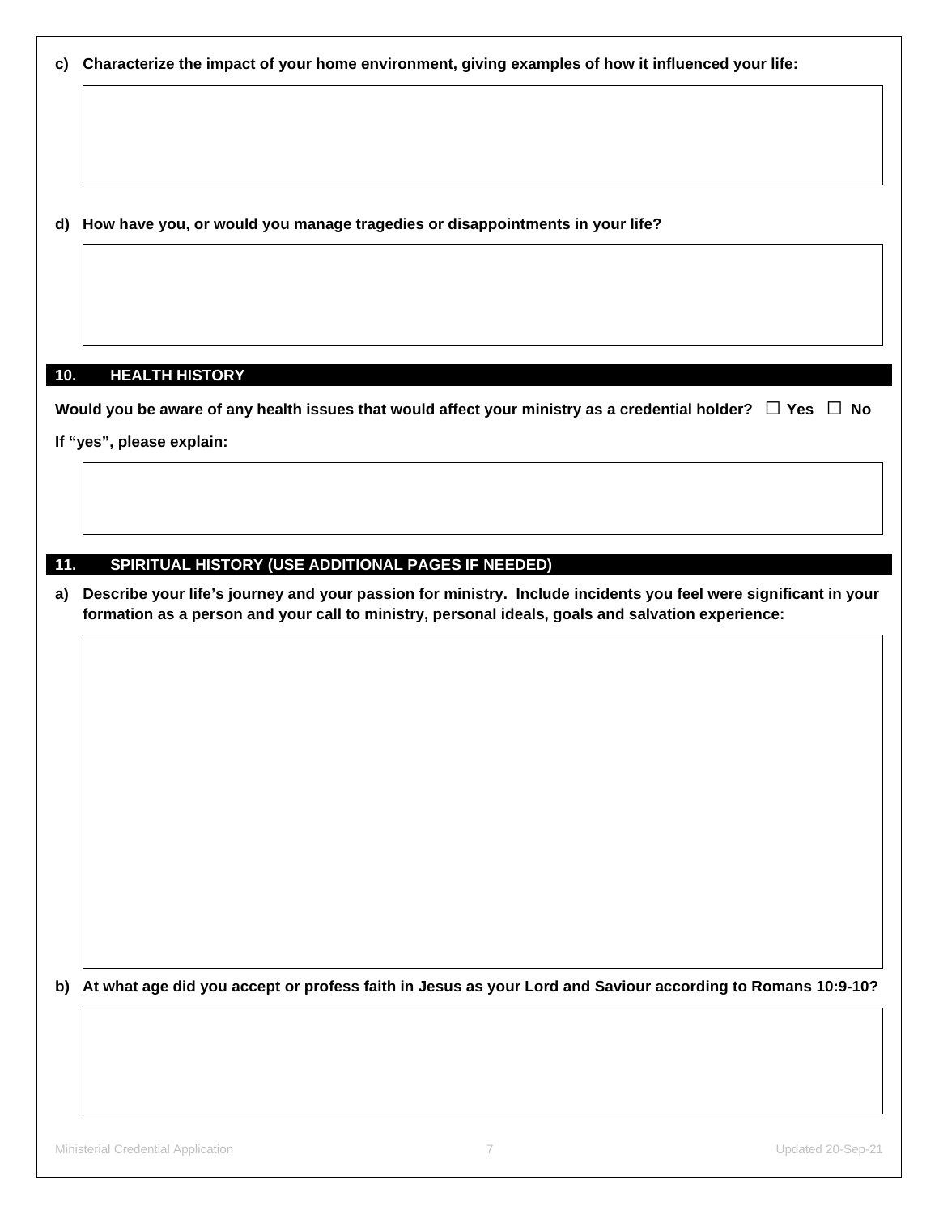**c) Characterize the impact of your home environment, giving examples of how it influenced your life:**

**d) How have you, or would you manage tragedies or disappointments in your life?**

## 10. HEALTH HISTORY

**Would you be aware of any health issues that would affect your ministry as a credential holder?** ☐ **Yes** ☐ **No**

**If "yes", please explain:**

## 11. SPIRITUAL HISTORY (USE ADDITIONAL PAGES IF NEEDED)

**a) Describe your life's journey and your passion for ministry. Include incidents you feel were significant in your formation as a person and your call to ministry, personal ideals, goals and salvation experience:**

**b) At what age did you accept or profess faith in Jesus as your Lord and Saviour according to Romans 10:9-10?**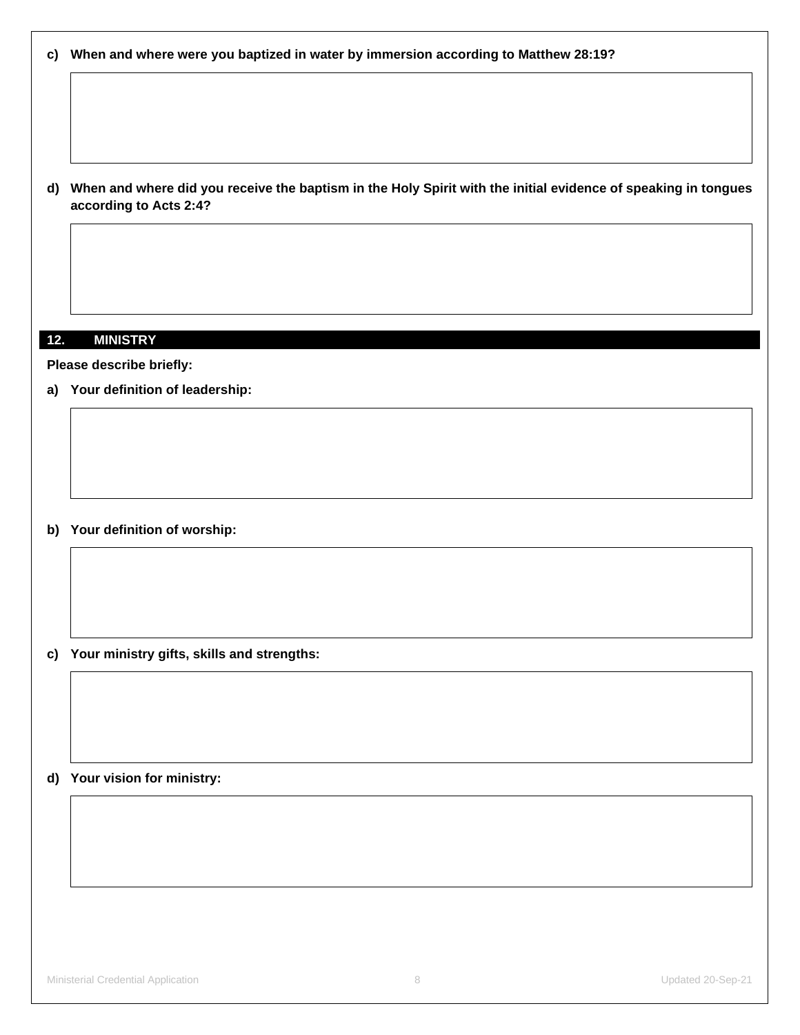**c) When and where were you baptized in water by immersion according to Matthew 28:19?**

**d) When and where did you receive the baptism in the Holy Spirit with the initial evidence of speaking in tongues according to Acts 2:4?**

## 12. MINISTRY

**Please describe briefly:**

**a) Your definition of leadership:**

**b) Your definition of worship:**

**c) Your ministry gifts, skills and strengths:**

**d) Your vision for ministry:**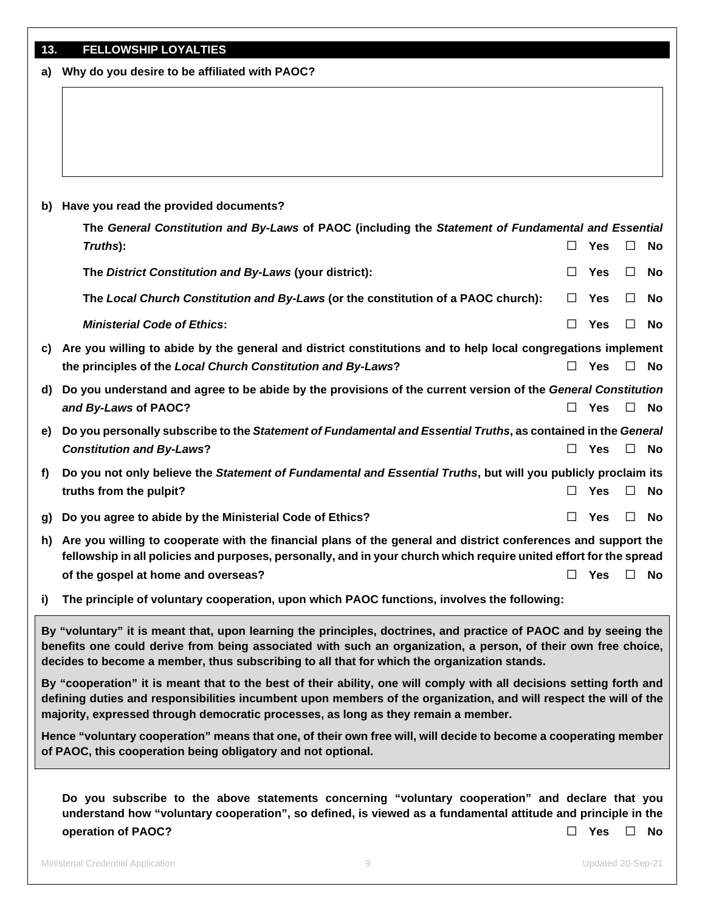## 13. FELLOWSHIP LOYALTIES

**a) Why do you desire to be affiliated with PAOC?**

**b) Have you read the provided documents?**

**The *General Constitution and By-Laws* of PAOC (including the *Statement of Fundamental and Essential Truths*):** ☐ **Yes** ☐ **No**

**The *District Constitution and By-Laws* (your district):** ☐ **Yes** ☐ **No**

**The *Local Church Constitution and By-Laws* (or the constitution of a PAOC church):** ☐ **Yes** ☐ **No**

***Ministerial Code of Ethics*:** ☐ **Yes** ☐ **No**

**c) Are you willing to abide by the general and district constitutions and to help local congregations implement the principles of the *Local Church Constitution and By-Laws*?** ☐ **Yes** ☐ **No**

**d) Do you understand and agree to be abide by the provisions of the current version of the *General Constitution and By-Laws* of PAOC?** ☐ **Yes** ☐ **No**

**e) Do you personally subscribe to the *Statement of Fundamental and Essential Truths*, as contained in the *General Constitution and By-Laws*?** ☐ **Yes** ☐ **No**

**f) Do you not only believe the *Statement of Fundamental and Essential Truths*, but will you publicly proclaim its truths from the pulpit?** ☐ **Yes** ☐ **No**

**g) Do you agree to abide by the Ministerial Code of Ethics?** ☐ **Yes** ☐ **No**

**h) Are you willing to cooperate with the financial plans of the general and district conferences and support the fellowship in all policies and purposes, personally, and in your church which require united effort for the spread of the gospel at home and overseas?** ☐ **Yes** ☐ **No**

**i) The principle of voluntary cooperation, upon which PAOC functions, involves the following:**

**By "voluntary" it is meant that, upon learning the principles, doctrines, and practice of PAOC and by seeing the benefits one could derive from being associated with such an organization, a person, of their own free choice, decides to become a member, thus subscribing to all that for which the organization stands.**

**By "cooperation" it is meant that to the best of their ability, one will comply with all decisions setting forth and defining duties and responsibilities incumbent upon members of the organization, and will respect the will of the majority, expressed through democratic processes, as long as they remain a member.**

**Hence "voluntary cooperation" means that one, of their own free will, will decide to become a cooperating member of PAOC, this cooperation being obligatory and not optional.**

**Do you subscribe to the above statements concerning "voluntary cooperation" and declare that you understand how "voluntary cooperation", so defined, is viewed as a fundamental attitude and principle in the operation of PAOC?** ☐ **Yes** ☐ **No**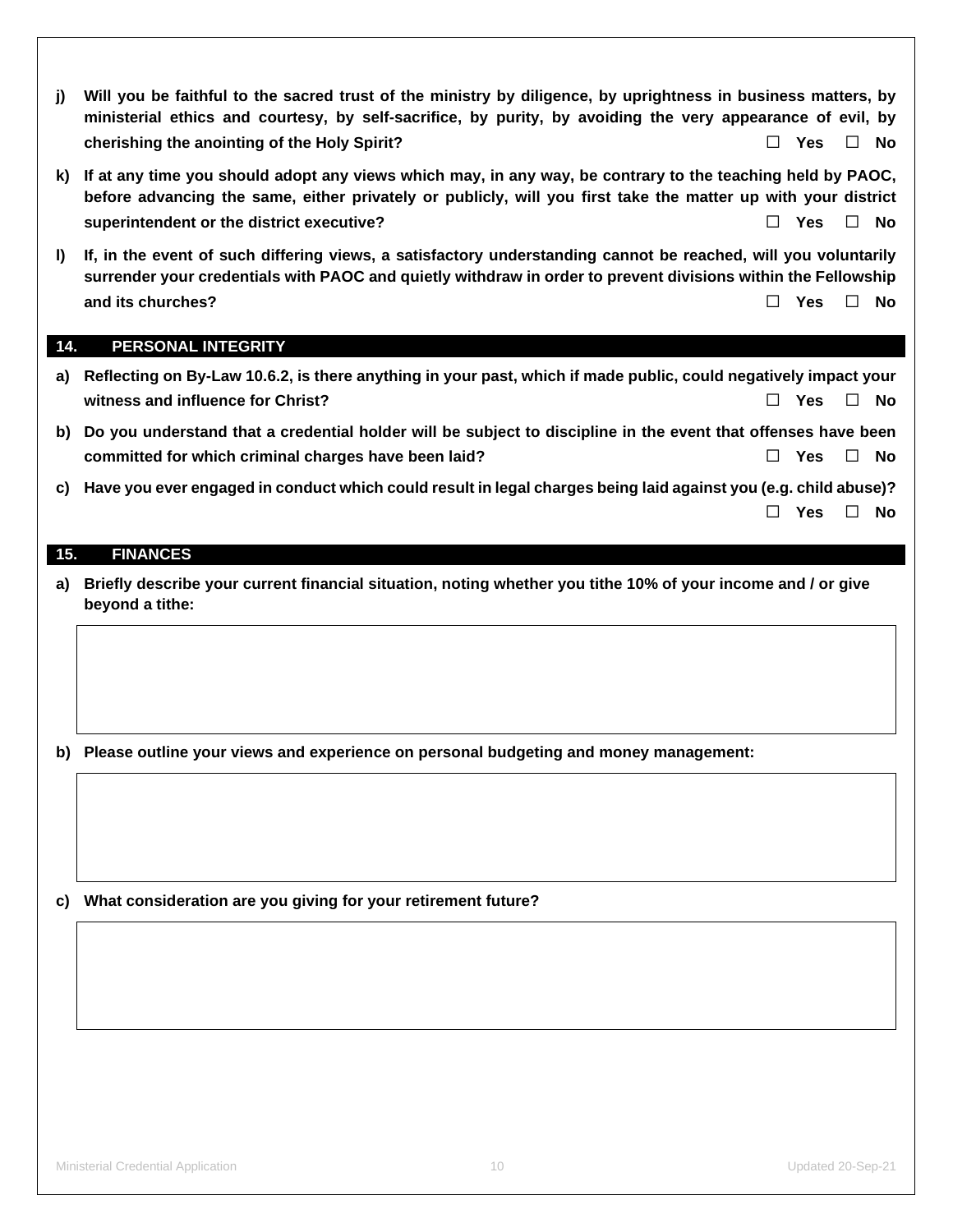**j)** **Will you be faithful to the sacred trust of the ministry by diligence, by uprightness in business matters, by ministerial ethics and courtesy, by self-sacrifice, by purity, by avoiding the very appearance of evil, by cherishing the anointing of the Holy Spirit?** ☐ **Yes** ☐ **No**

**k)** **If at any time you should adopt any views which may, in any way, be contrary to the teaching held by PAOC, before advancing the same, either privately or publicly, will you first take the matter up with your district superintendent or the district executive?** ☐ **Yes** ☐ **No**

**l)** **If, in the event of such differing views, a satisfactory understanding cannot be reached, will you voluntarily surrender your credentials with PAOC and quietly withdraw in order to prevent divisions within the Fellowship and its churches?** ☐ **Yes** ☐ **No**

## 14. PERSONAL INTEGRITY

**a)** **Reflecting on By-Law 10.6.2, is there anything in your past, which if made public, could negatively impact your witness and influence for Christ?** ☐ **Yes** ☐ **No**

**b)** **Do you understand that a credential holder will be subject to discipline in the event that offenses have been committed for which criminal charges have been laid?** ☐ **Yes** ☐ **No**

**c)** **Have you ever engaged in conduct which could result in legal charges being laid against you (e.g. child abuse)?** ☐ **Yes** ☐ **No**

## 15. FINANCES

**a)** **Briefly describe your current financial situation, noting whether you tithe 10% of your income and / or give beyond a tithe:**

| |
|---|
| |

**b)** **Please outline your views and experience on personal budgeting and money management:**

| |
|---|
| |

**c)** **What consideration are you giving for your retirement future?**

| |
|---|
| |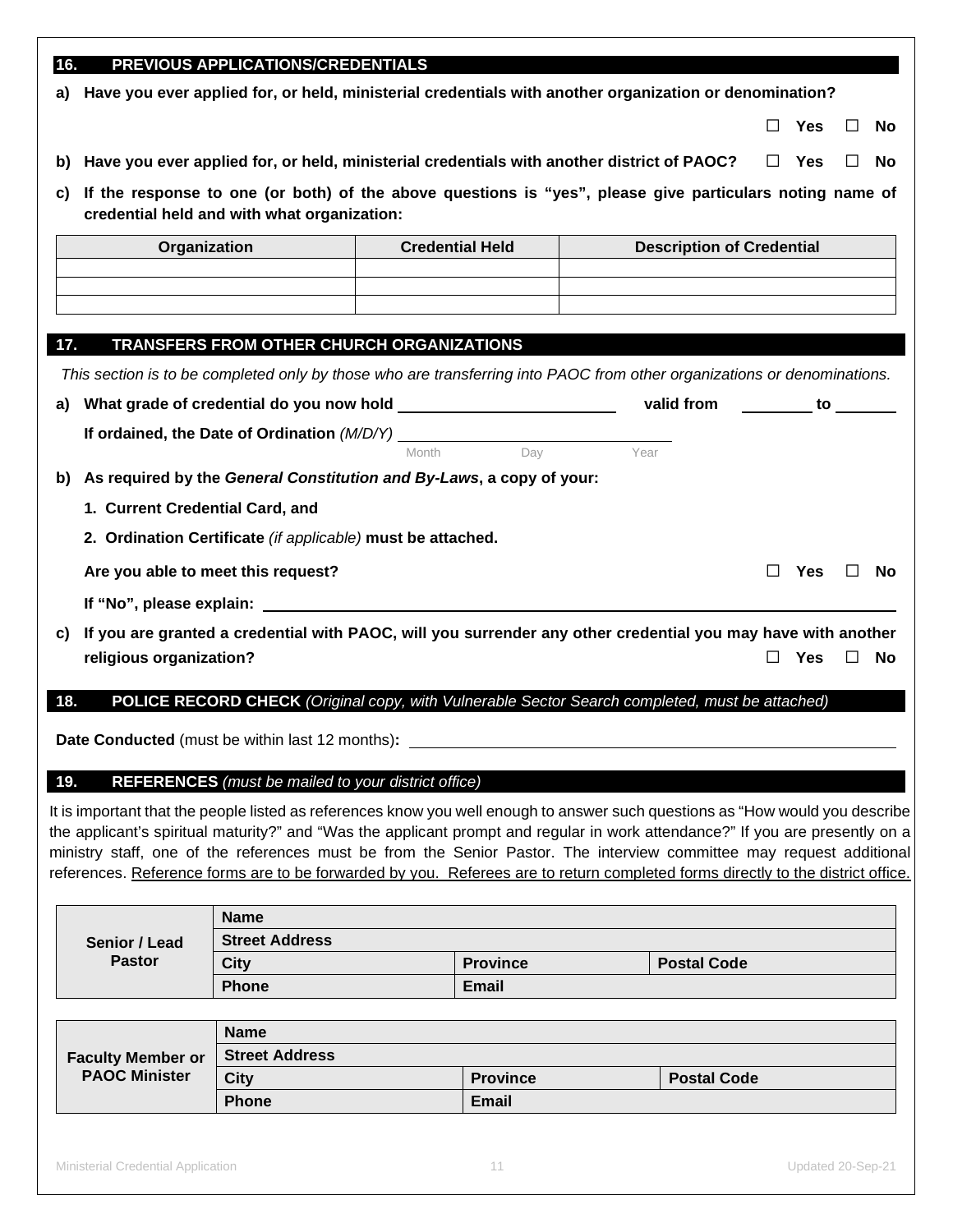## 16. PREVIOUS APPLICATIONS/CREDENTIALS

**a) Have you ever applied for, or held, ministerial credentials with another organization or denomination?**

☐ **Yes** ☐ **No**

**b) Have you ever applied for, or held, ministerial credentials with another district of PAOC?** ☐ **Yes** ☐ **No**

**c) If the response to one (or both) of the above questions is "yes", please give particulars noting name of credential held and with what organization:**

| Organization | Credential Held | Description of Credential |
|---|---|---|
| | | |
| | | |
| | | |

## 17. TRANSFERS FROM OTHER CHURCH ORGANIZATIONS

*This section is to be completed only by those who are transferring into PAOC from other organizations or denominations.*

**a) What grade of credential do you now hold** \_\_\_\_\_\_\_\_\_\_\_\_\_\_\_\_\_\_\_\_ **valid from** \_\_\_\_\_\_\_\_ **to** \_\_\_\_\_\_\_\_

**If ordained, the Date of Ordination** *(M/D/Y)* \_\_\_\_\_\_\_\_\_\_\_\_\_\_\_\_\_\_\_\_\_\_\_\_
Month Day Year

**b) As required by the *General Constitution and By-Laws*, a copy of your:**

**1. Current Credential Card, and**

**2. Ordination Certificate** *(if applicable)* **must be attached.**

**Are you able to meet this request?** ☐ **Yes** ☐ **No**

**If "No", please explain:** \_\_\_\_\_\_\_\_\_\_\_\_\_\_\_\_\_\_\_\_\_\_\_\_\_\_\_\_\_\_\_\_\_\_\_\_\_\_\_\_\_\_\_\_

**c) If you are granted a credential with PAOC, will you surrender any other credential you may have with another religious organization?** ☐ **Yes** ☐ **No**

## 18. POLICE RECORD CHECK *(Original copy, with Vulnerable Sector Search completed, must be attached)*

**Date Conducted** (must be within last 12 months)**:** \_\_\_\_\_\_\_\_\_\_\_\_\_\_\_\_\_\_\_\_\_\_\_\_\_\_\_\_\_\_\_\_\_\_\_\_

## 19. REFERENCES *(must be mailed to your district office)*

It is important that the people listed as references know you well enough to answer such questions as "How would you describe the applicant's spiritual maturity?" and "Was the applicant prompt and regular in work attendance?" If you are presently on a ministry staff, one of the references must be from the Senior Pastor. The interview committee may request additional references. Reference forms are to be forwarded by you. Referees are to return completed forms directly to the district office.

| **Senior / Lead Pastor** | **Name** | | |
|---|---|---|---|
| | **Street Address** | | |
| | **City** | **Province** | **Postal Code** |
| | **Phone** | **Email** | |

| **Faculty Member or PAOC Minister** | **Name** | | |
|---|---|---|---|
| | **Street Address** | | |
| | **City** | **Province** | **Postal Code** |
| | **Phone** | **Email** | |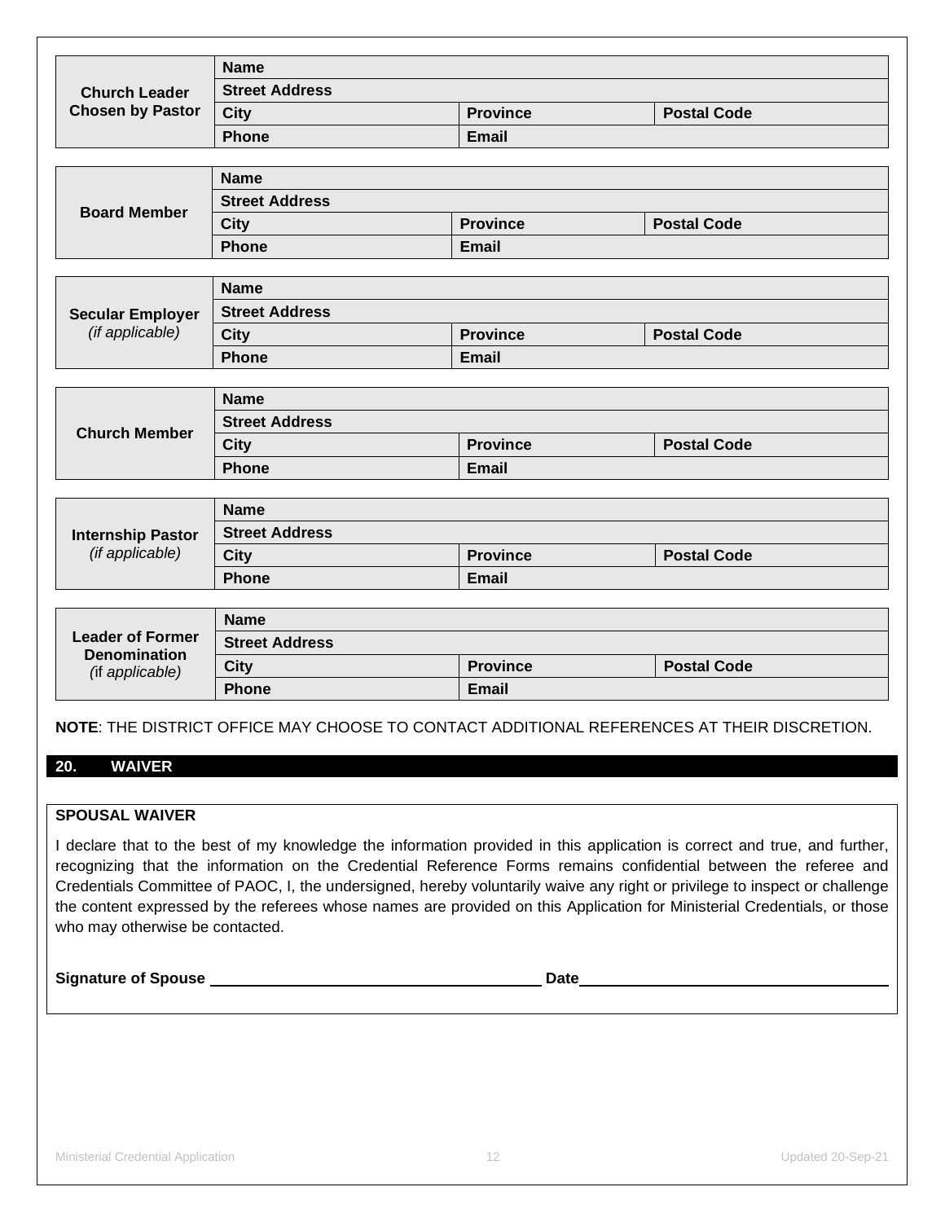| Church Leader Chosen by Pastor | Name | | |
|---|---|---|---|
| | Street Address | | |
| | City | Province | Postal Code |
| | Phone | Email | |

| Board Member | Name | | |
|---|---|---|---|
| | Street Address | | |
| | City | Province | Postal Code |
| | Phone | Email | |

| Secular Employer *(if applicable)* | Name | | |
|---|---|---|---|
| | Street Address | | |
| | City | Province | Postal Code |
| | Phone | Email | |

| Church Member | Name | | |
|---|---|---|---|
| | Street Address | | |
| | City | Province | Postal Code |
| | Phone | Email | |

| Internship Pastor *(if applicable)* | Name | | |
|---|---|---|---|
| | Street Address | | |
| | City | Province | Postal Code |
| | Phone | Email | |

| Leader of Former Denomination *(if applicable)* | Name | | |
|---|---|---|---|
| | Street Address | | |
| | City | Province | Postal Code |
| | Phone | Email | |

**NOTE**: THE DISTRICT OFFICE MAY CHOOSE TO CONTACT ADDITIONAL REFERENCES AT THEIR DISCRETION.

## 20. WAIVER

**SPOUSAL WAIVER**

I declare that to the best of my knowledge the information provided in this application is correct and true, and further, recognizing that the information on the Credential Reference Forms remains confidential between the referee and Credentials Committee of PAOC, I, the undersigned, hereby voluntarily waive any right or privilege to inspect or challenge the content expressed by the referees whose names are provided on this Application for Ministerial Credentials, or those who may otherwise be contacted.

**Signature of Spouse** ______________________________ **Date** ______________________________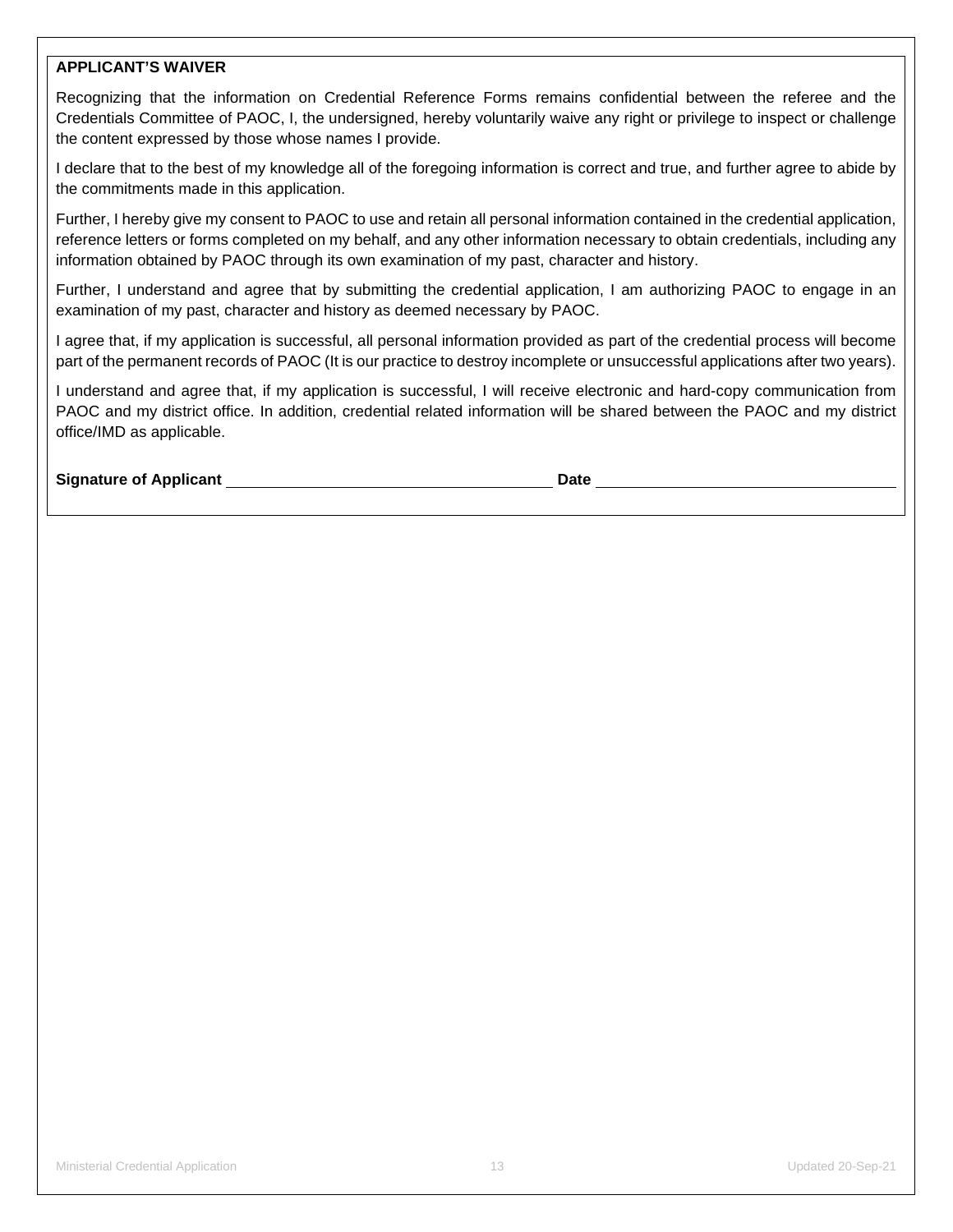## APPLICANT'S WAIVER

Recognizing that the information on Credential Reference Forms remains confidential between the referee and the Credentials Committee of PAOC, I, the undersigned, hereby voluntarily waive any right or privilege to inspect or challenge the content expressed by those whose names I provide.

I declare that to the best of my knowledge all of the foregoing information is correct and true, and further agree to abide by the commitments made in this application.

Further, I hereby give my consent to PAOC to use and retain all personal information contained in the credential application, reference letters or forms completed on my behalf, and any other information necessary to obtain credentials, including any information obtained by PAOC through its own examination of my past, character and history.

Further, I understand and agree that by submitting the credential application, I am authorizing PAOC to engage in an examination of my past, character and history as deemed necessary by PAOC.

I agree that, if my application is successful, all personal information provided as part of the credential process will become part of the permanent records of PAOC (It is our practice to destroy incomplete or unsuccessful applications after two years).

I understand and agree that, if my application is successful, I will receive electronic and hard-copy communication from PAOC and my district office. In addition, credential related information will be shared between the PAOC and my district office/IMD as applicable.

**Signature of Applicant** ______________________________ **Date** ______________________________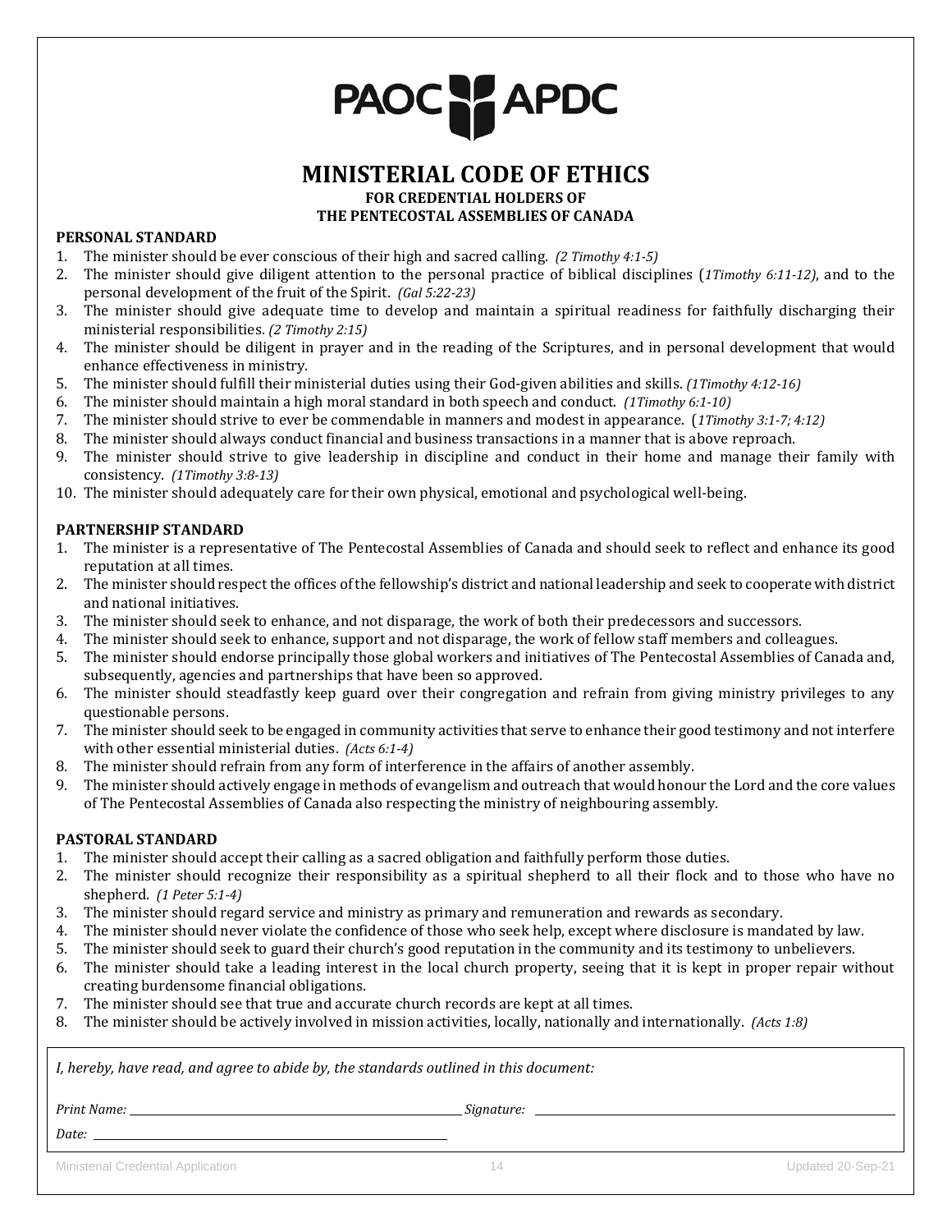PAOC APDC

# MINISTERIAL CODE OF ETHICS

**FOR CREDENTIAL HOLDERS OF**
**THE PENTECOSTAL ASSEMBLIES OF CANADA**

**PERSONAL STANDARD**

1. The minister should be ever conscious of their high and sacred calling. *(2 Timothy 4:1-5)*
2. The minister should give diligent attention to the personal practice of biblical disciplines (*1Timothy 6:11-12)*, and to the personal development of the fruit of the Spirit. *(Gal 5:22-23)*
3. The minister should give adequate time to develop and maintain a spiritual readiness for faithfully discharging their ministerial responsibilities. *(2 Timothy 2:15)*
4. The minister should be diligent in prayer and in the reading of the Scriptures, and in personal development that would enhance effectiveness in ministry.
5. The minister should fulfill their ministerial duties using their God-given abilities and skills. *(1Timothy 4:12-16)*
6. The minister should maintain a high moral standard in both speech and conduct. *(1Timothy 6:1-10)*
7. The minister should strive to ever be commendable in manners and modest in appearance. (*1Timothy 3:1-7; 4:12)*
8. The minister should always conduct financial and business transactions in a manner that is above reproach.
9. The minister should strive to give leadership in discipline and conduct in their home and manage their family with consistency. *(1Timothy 3:8-13)*
10. The minister should adequately care for their own physical, emotional and psychological well-being.

**PARTNERSHIP STANDARD**

1. The minister is a representative of The Pentecostal Assemblies of Canada and should seek to reflect and enhance its good reputation at all times.
2. The minister should respect the offices of the fellowship's district and national leadership and seek to cooperate with district and national initiatives.
3. The minister should seek to enhance, and not disparage, the work of both their predecessors and successors.
4. The minister should seek to enhance, support and not disparage, the work of fellow staff members and colleagues.
5. The minister should endorse principally those global workers and initiatives of The Pentecostal Assemblies of Canada and, subsequently, agencies and partnerships that have been so approved.
6. The minister should steadfastly keep guard over their congregation and refrain from giving ministry privileges to any questionable persons.
7. The minister should seek to be engaged in community activities that serve to enhance their good testimony and not interfere with other essential ministerial duties. *(Acts 6:1-4)*
8. The minister should refrain from any form of interference in the affairs of another assembly.
9. The minister should actively engage in methods of evangelism and outreach that would honour the Lord and the core values of The Pentecostal Assemblies of Canada also respecting the ministry of neighbouring assembly.

**PASTORAL STANDARD**

1. The minister should accept their calling as a sacred obligation and faithfully perform those duties.
2. The minister should recognize their responsibility as a spiritual shepherd to all their flock and to those who have no shepherd. *(1 Peter 5:1-4)*
3. The minister should regard service and ministry as primary and remuneration and rewards as secondary.
4. The minister should never violate the confidence of those who seek help, except where disclosure is mandated by law.
5. The minister should seek to guard their church's good reputation in the community and its testimony to unbelievers.
6. The minister should take a leading interest in the local church property, seeing that it is kept in proper repair without creating burdensome financial obligations.
7. The minister should see that true and accurate church records are kept at all times.
8. The minister should be actively involved in mission activities, locally, nationally and internationally. *(Acts 1:8)*

*I, hereby, have read, and agree to abide by, the standards outlined in this document:*

*Print Name:* ______________________ *Signature:* ______________________

*Date:* ______________________